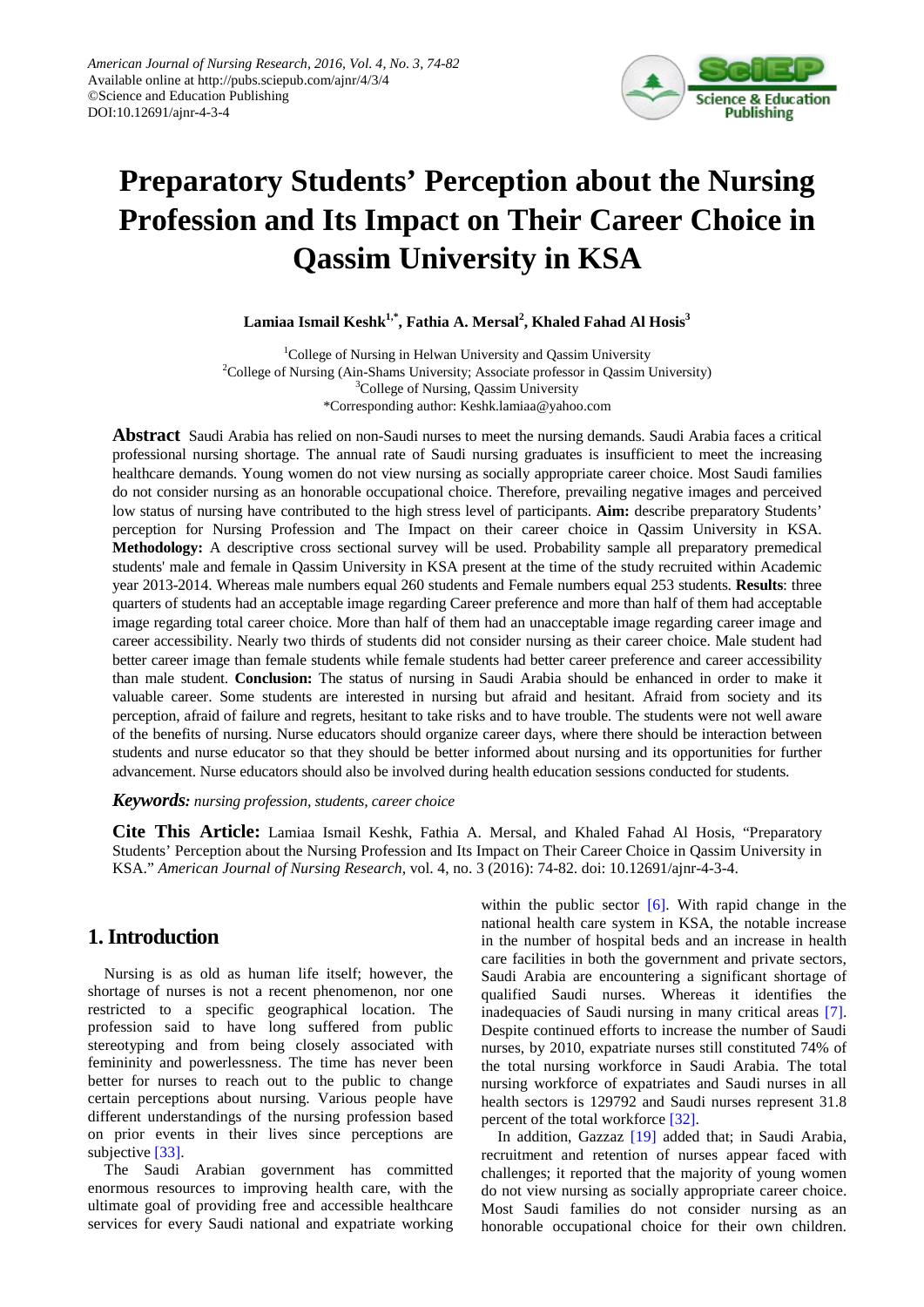# Preparatory Students' Perception about the Nursing Profession and Its Impact on Their Career Choice in Qassim University in KSA

**Lamiaa Ismail Keshk[1,*], Fathia A. Mersal[2], Khaled Fahad Al Hosis[3]**

[1]College of Nursing in Helwan University and Qassim University
[2]College of Nursing (Ain-Shams University; Associate professor in Qassim University)
[3]College of Nursing, Qassim University
*Corresponding author: Keshk.lamiaa@yahoo.com

**Abstract** Saudi Arabia has relied on non-Saudi nurses to meet the nursing demands. Saudi Arabia faces a critical professional nursing shortage. The annual rate of Saudi nursing graduates is insufficient to meet the increasing healthcare demands. Young women do not view nursing as socially appropriate career choice. Most Saudi families do not consider nursing as an honorable occupational choice. Therefore, prevailing negative images and perceived low status of nursing have contributed to the high stress level of participants. **Aim:** describe preparatory Students' perception for Nursing Profession and The Impact on their career choice in Qassim University in KSA. **Methodology:** A descriptive cross sectional survey will be used. Probability sample all preparatory premedical students' male and female in Qassim University in KSA present at the time of the study recruited within Academic year 2013-2014. Whereas male numbers equal 260 students and Female numbers equal 253 students. **Results**: three quarters of students had an acceptable image regarding Career preference and more than half of them had acceptable image regarding total career choice. More than half of them had an unacceptable image regarding career image and career accessibility. Nearly two thirds of students did not consider nursing as their career choice. Male student had better career image than female students while female students had better career preference and career accessibility than male student. **Conclusion:** The status of nursing in Saudi Arabia should be enhanced in order to make it valuable career. Some students are interested in nursing but afraid and hesitant. Afraid from society and its perception, afraid of failure and regrets, hesitant to take risks and to have trouble. The students were not well aware of the benefits of nursing. Nurse educators should organize career days, where there should be interaction between students and nurse educator so that they should be better informed about nursing and its opportunities for further advancement. Nurse educators should also be involved during health education sessions conducted for students.

***Keywords:*** *nursing profession, students, career choice*

**Cite This Article:** Lamiaa Ismail Keshk, Fathia A. Mersal, and Khaled Fahad Al Hosis, "Preparatory Students' Perception about the Nursing Profession and Its Impact on Their Career Choice in Qassim University in KSA." *American Journal of Nursing Research*, vol. 4, no. 3 (2016): 74-82. doi: 10.12691/ajnr-4-3-4.

## 1. Introduction

Nursing is as old as human life itself; however, the shortage of nurses is not a recent phenomenon, nor one restricted to a specific geographical location. The profession said to have long suffered from public stereotyping and from being closely associated with femininity and powerlessness. The time has never been better for nurses to reach out to the public to change certain perceptions about nursing. Various people have different understandings of the nursing profession based on prior events in their lives since perceptions are subjective [33].

The Saudi Arabian government has committed enormous resources to improving health care, with the ultimate goal of providing free and accessible healthcare services for every Saudi national and expatriate working within the public sector [6]. With rapid change in the national health care system in KSA, the notable increase in the number of hospital beds and an increase in health care facilities in both the government and private sectors, Saudi Arabia are encountering a significant shortage of qualified Saudi nurses. Whereas it identifies the inadequacies of Saudi nursing in many critical areas [7]. Despite continued efforts to increase the number of Saudi nurses, by 2010, expatriate nurses still constituted 74% of the total nursing workforce in Saudi Arabia. The total nursing workforce of expatriates and Saudi nurses in all health sectors is 129792 and Saudi nurses represent 31.8 percent of the total workforce [32].

In addition, Gazzaz [19] added that; in Saudi Arabia, recruitment and retention of nurses appear faced with challenges; it reported that the majority of young women do not view nursing as socially appropriate career choice. Most Saudi families do not consider nursing as an honorable occupational choice for their own children.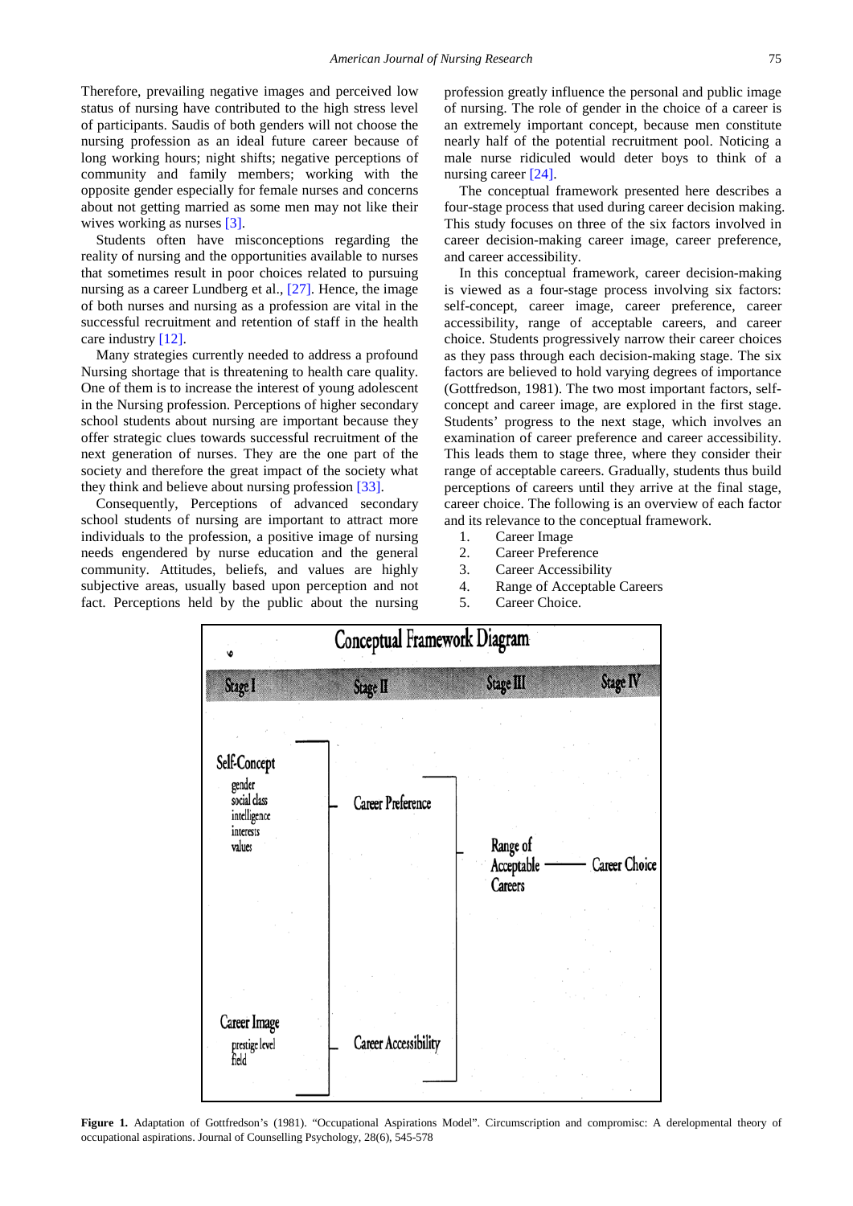Therefore, prevailing negative images and perceived low status of nursing have contributed to the high stress level of participants. Saudis of both genders will not choose the nursing profession as an ideal future career because of long working hours; night shifts; negative perceptions of community and family members; working with the opposite gender especially for female nurses and concerns about not getting married as some men may not like their wives working as nurses [3].

Students often have misconceptions regarding the reality of nursing and the opportunities available to nurses that sometimes result in poor choices related to pursuing nursing as a career Lundberg et al., [27]. Hence, the image of both nurses and nursing as a profession are vital in the successful recruitment and retention of staff in the health care industry [12].

Many strategies currently needed to address a profound Nursing shortage that is threatening to health care quality. One of them is to increase the interest of young adolescent in the Nursing profession. Perceptions of higher secondary school students about nursing are important because they offer strategic clues towards successful recruitment of the next generation of nurses. They are the one part of the society and therefore the great impact of the society what they think and believe about nursing profession [33].

Consequently, Perceptions of advanced secondary school students of nursing are important to attract more individuals to the profession, a positive image of nursing needs engendered by nurse education and the general community. Attitudes, beliefs, and values are highly subjective areas, usually based upon perception and not fact. Perceptions held by the public about the nursing profession greatly influence the personal and public image of nursing. The role of gender in the choice of a career is an extremely important concept, because men constitute nearly half of the potential recruitment pool. Noticing a male nurse ridiculed would deter boys to think of a nursing career [24].

The conceptual framework presented here describes a four-stage process that used during career decision making. This study focuses on three of the six factors involved in career decision-making career image, career preference, and career accessibility.

In this conceptual framework, career decision-making is viewed as a four-stage process involving six factors: self-concept, career image, career preference, career accessibility, range of acceptable careers, and career choice. Students progressively narrow their career choices as they pass through each decision-making stage. The six factors are believed to hold varying degrees of importance (Gottfredson, 1981). The two most important factors, self-concept and career image, are explored in the first stage. Students' progress to the next stage, which involves an examination of career preference and career accessibility. This leads them to stage three, where they consider their range of acceptable careers. Gradually, students thus build perceptions of careers until they arrive at the final stage, career choice. The following is an overview of each factor and its relevance to the conceptual framework.

1. Career Image
2. Career Preference
3. Career Accessibility
4. Range of Acceptable Careers
5. Career Choice.

**Conceptual Framework Diagram**

| Stage I | Stage II | Stage III | Stage IV |
|---|---|---|---|
| Self-Concept (gender, social class, intelligence, interests, values) | Career Preference | Range of Acceptable Careers | Career Choice |
| Career Image (prestige level, field) | Career Accessibility | | |

**Figure 1.** Adaptation of Gottfredson's (1981). "Occupational Aspirations Model". Circumscription and compromisc: A derelopmental theory of occupational aspirations. Journal of Counselling Psychology, 28(6), 545-578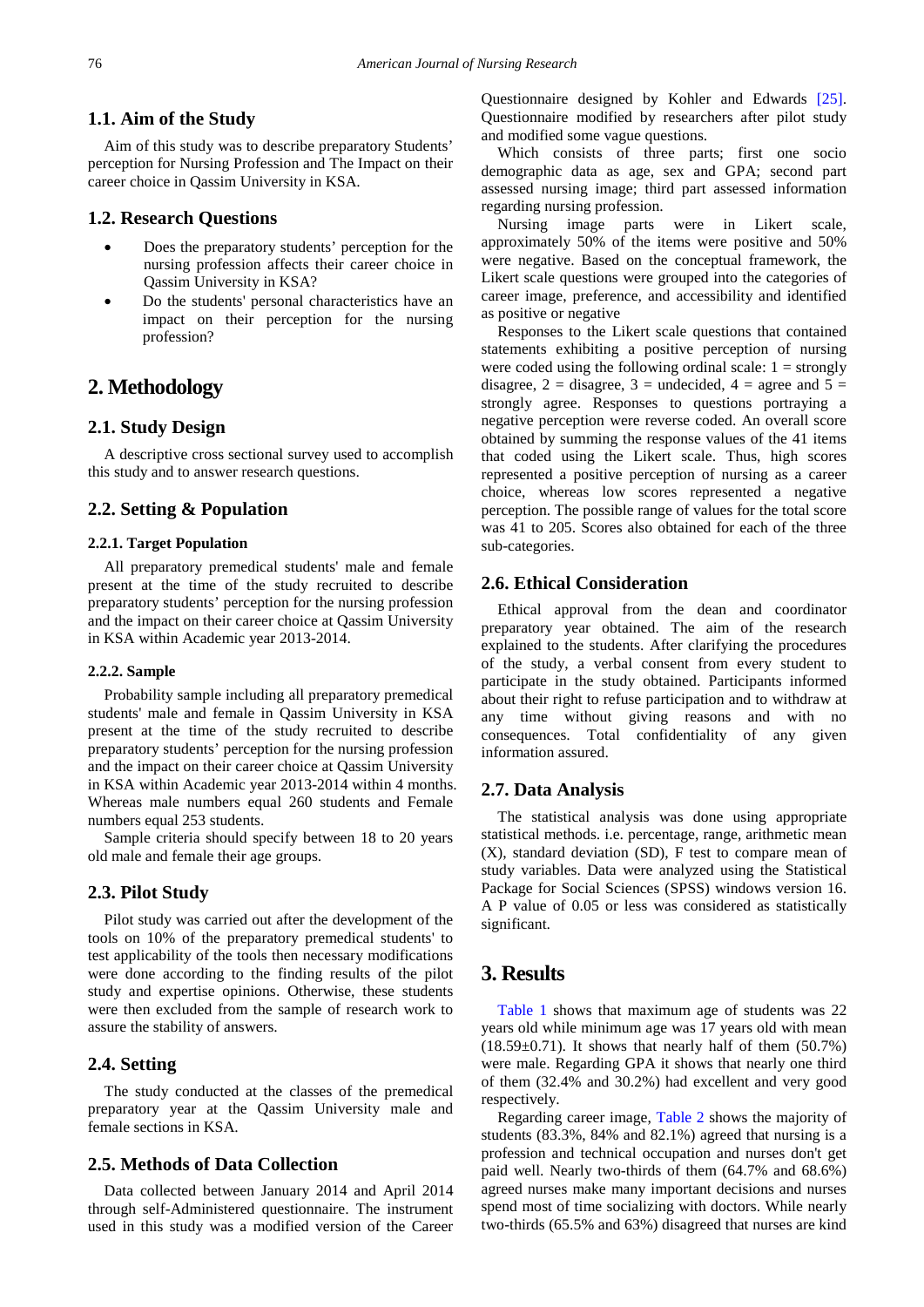### 1.1. Aim of the Study

Aim of this study was to describe preparatory Students' perception for Nursing Profession and The Impact on their career choice in Qassim University in KSA.

### 1.2. Research Questions

- Does the preparatory students' perception for the nursing profession affects their career choice in Qassim University in KSA?
- Do the students' personal characteristics have an impact on their perception for the nursing profession?

## 2. Methodology

### 2.1. Study Design

A descriptive cross sectional survey used to accomplish this study and to answer research questions.

### 2.2. Setting & Population

#### 2.2.1. Target Population

All preparatory premedical students' male and female present at the time of the study recruited to describe preparatory students' perception for the nursing profession and the impact on their career choice at Qassim University in KSA within Academic year 2013-2014.

#### 2.2.2. Sample

Probability sample including all preparatory premedical students' male and female in Qassim University in KSA present at the time of the study recruited to describe preparatory students' perception for the nursing profession and the impact on their career choice at Qassim University in KSA within Academic year 2013-2014 within 4 months. Whereas male numbers equal 260 students and Female numbers equal 253 students.

Sample criteria should specify between 18 to 20 years old male and female their age groups.

### 2.3. Pilot Study

Pilot study was carried out after the development of the tools on 10% of the preparatory premedical students' to test applicability of the tools then necessary modifications were done according to the finding results of the pilot study and expertise opinions. Otherwise, these students were then excluded from the sample of research work to assure the stability of answers.

### 2.4. Setting

The study conducted at the classes of the premedical preparatory year at the Qassim University male and female sections in KSA.

### 2.5. Methods of Data Collection

Data collected between January 2014 and April 2014 through self-Administered questionnaire. The instrument used in this study was a modified version of the Career Questionnaire designed by Kohler and Edwards [25]. Questionnaire modified by researchers after pilot study and modified some vague questions.

Which consists of three parts; first one socio demographic data as age, sex and GPA; second part assessed nursing image; third part assessed information regarding nursing profession.

Nursing image parts were in Likert scale, approximately 50% of the items were positive and 50% were negative. Based on the conceptual framework, the Likert scale questions were grouped into the categories of career image, preference, and accessibility and identified as positive or negative

Responses to the Likert scale questions that contained statements exhibiting a positive perception of nursing were coded using the following ordinal scale: 1 = strongly disagree, 2 = disagree, 3 = undecided, 4 = agree and 5 = strongly agree. Responses to questions portraying a negative perception were reverse coded. An overall score obtained by summing the response values of the 41 items that coded using the Likert scale. Thus, high scores represented a positive perception of nursing as a career choice, whereas low scores represented a negative perception. The possible range of values for the total score was 41 to 205. Scores also obtained for each of the three sub-categories.

### 2.6. Ethical Consideration

Ethical approval from the dean and coordinator preparatory year obtained. The aim of the research explained to the students. After clarifying the procedures of the study, a verbal consent from every student to participate in the study obtained. Participants informed about their right to refuse participation and to withdraw at any time without giving reasons and with no consequences. Total confidentiality of any given information assured.

### 2.7. Data Analysis

The statistical analysis was done using appropriate statistical methods. i.e. percentage, range, arithmetic mean (X), standard deviation (SD), F test to compare mean of study variables. Data were analyzed using the Statistical Package for Social Sciences (SPSS) windows version 16. A P value of 0.05 or less was considered as statistically significant.

## 3. Results

Table 1 shows that maximum age of students was 22 years old while minimum age was 17 years old with mean (18.59±0.71). It shows that nearly half of them (50.7%) were male. Regarding GPA it shows that nearly one third of them (32.4% and 30.2%) had excellent and very good respectively.

Regarding career image, Table 2 shows the majority of students (83.3%, 84% and 82.1%) agreed that nursing is a profession and technical occupation and nurses don't get paid well. Nearly two-thirds of them (64.7% and 68.6%) agreed nurses make many important decisions and nurses spend most of time socializing with doctors. While nearly two-thirds (65.5% and 63%) disagreed that nurses are kind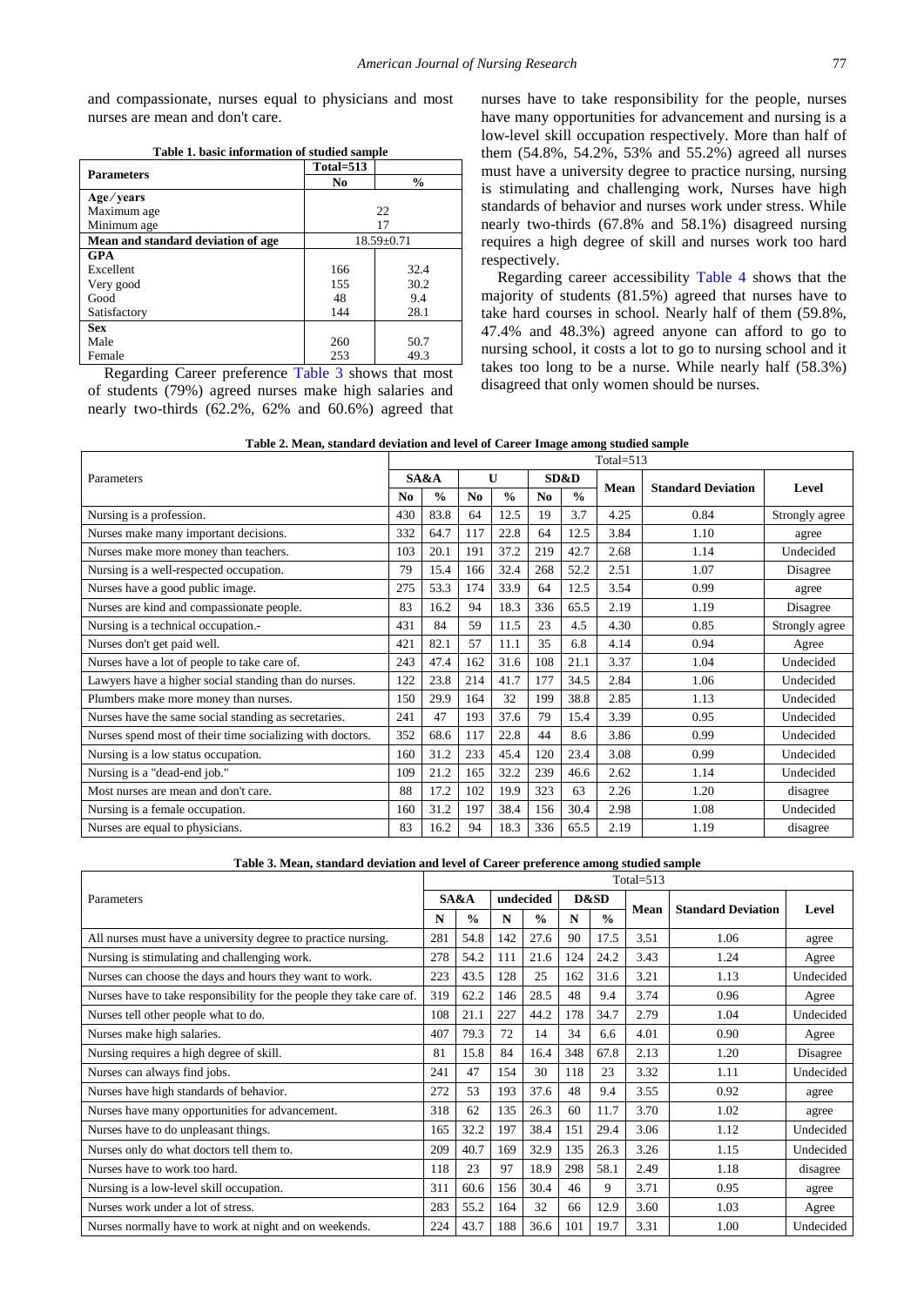and compassionate, nurses equal to physicians and most nurses are mean and don't care.

**Table 1. basic information of studied sample**

| Parameters | Total=513 | |
|---|---|---|
| | No | % |
| **Age / years** | | |
| Maximum age | 22 | |
| Minimum age | 17 | |
| **Mean and standard deviation of age** | 18.59±0.71 | |
| **GPA** | | |
| Excellent | 166 | 32.4 |
| Very good | 155 | 30.2 |
| Good | 48 | 9.4 |
| Satisfactory | 144 | 28.1 |
| **Sex** | | |
| Male | 260 | 50.7 |
| Female | 253 | 49.3 |

Regarding Career preference Table 3 shows that most of students (79%) agreed nurses make high salaries and nearly two-thirds (62.2%, 62% and 60.6%) agreed that nurses have to take responsibility for the people, nurses have many opportunities for advancement and nursing is a low-level skill occupation respectively. More than half of them (54.8%, 54.2%, 53% and 55.2%) agreed all nurses must have a university degree to practice nursing, nursing is stimulating and challenging work, Nurses have high standards of behavior and nurses work under stress. While nearly two-thirds (67.8% and 58.1%) disagreed nursing requires a high degree of skill and nurses work too hard respectively.

Regarding career accessibility Table 4 shows that the majority of students (81.5%) agreed that nurses have to take hard courses in school. Nearly half of them (59.8%, 47.4% and 48.3%) agreed anyone can afford to go to nursing school, it costs a lot to go to nursing school and it takes too long to be a nurse. While nearly half (58.3%) disagreed that only women should be nurses.

**Table 2. Mean, standard deviation and level of Career Image among studied sample**

| Parameters | Total=513 | | | | | | | | |
|---|---|---|---|---|---|---|---|---|---|
| | SA&A | | U | | SD&D | | Mean | Standard Deviation | Level |
| | No | % | No | % | No | % | | | |
| Nursing is a profession. | 430 | 83.8 | 64 | 12.5 | 19 | 3.7 | 4.25 | 0.84 | Strongly agree |
| Nurses make many important decisions. | 332 | 64.7 | 117 | 22.8 | 64 | 12.5 | 3.84 | 1.10 | agree |
| Nurses make more money than teachers. | 103 | 20.1 | 191 | 37.2 | 219 | 42.7 | 2.68 | 1.14 | Undecided |
| Nursing is a well-respected occupation. | 79 | 15.4 | 166 | 32.4 | 268 | 52.2 | 2.51 | 1.07 | Disagree |
| Nurses have a good public image. | 275 | 53.3 | 174 | 33.9 | 64 | 12.5 | 3.54 | 0.99 | agree |
| Nurses are kind and compassionate people. | 83 | 16.2 | 94 | 18.3 | 336 | 65.5 | 2.19 | 1.19 | Disagree |
| Nursing is a technical occupation.- | 431 | 84 | 59 | 11.5 | 23 | 4.5 | 4.30 | 0.85 | Strongly agree |
| Nurses don't get paid well. | 421 | 82.1 | 57 | 11.1 | 35 | 6.8 | 4.14 | 0.94 | Agree |
| Nurses have a lot of people to take care of. | 243 | 47.4 | 162 | 31.6 | 108 | 21.1 | 3.37 | 1.04 | Undecided |
| Lawyers have a higher social standing than do nurses. | 122 | 23.8 | 214 | 41.7 | 177 | 34.5 | 2.84 | 1.06 | Undecided |
| Plumbers make more money than nurses. | 150 | 29.9 | 164 | 32 | 199 | 38.8 | 2.85 | 1.13 | Undecided |
| Nurses have the same social standing as secretaries. | 241 | 47 | 193 | 37.6 | 79 | 15.4 | 3.39 | 0.95 | Undecided |
| Nurses spend most of their time socializing with doctors. | 352 | 68.6 | 117 | 22.8 | 44 | 8.6 | 3.86 | 0.99 | Undecided |
| Nursing is a low status occupation. | 160 | 31.2 | 233 | 45.4 | 120 | 23.4 | 3.08 | 0.99 | Undecided |
| Nursing is a "dead-end job." | 109 | 21.2 | 165 | 32.2 | 239 | 46.6 | 2.62 | 1.14 | Undecided |
| Most nurses are mean and don't care. | 88 | 17.2 | 102 | 19.9 | 323 | 63 | 2.26 | 1.20 | disagree |
| Nursing is a female occupation. | 160 | 31.2 | 197 | 38.4 | 156 | 30.4 | 2.98 | 1.08 | Undecided |
| Nurses are equal to physicians. | 83 | 16.2 | 94 | 18.3 | 336 | 65.5 | 2.19 | 1.19 | disagree |

**Table 3. Mean, standard deviation and level of Career preference among studied sample**

| Parameters | Total=513 | | | | | | | | |
|---|---|---|---|---|---|---|---|---|---|
| | SA&A | | undecided | | D&SD | | Mean | Standard Deviation | Level |
| | N | % | N | % | N | % | | | |
| All nurses must have a university degree to practice nursing. | 281 | 54.8 | 142 | 27.6 | 90 | 17.5 | 3.51 | 1.06 | agree |
| Nursing is stimulating and challenging work. | 278 | 54.2 | 111 | 21.6 | 124 | 24.2 | 3.43 | 1.24 | Agree |
| Nurses can choose the days and hours they want to work. | 223 | 43.5 | 128 | 25 | 162 | 31.6 | 3.21 | 1.13 | Undecided |
| Nurses have to take responsibility for the people they take care of. | 319 | 62.2 | 146 | 28.5 | 48 | 9.4 | 3.74 | 0.96 | Agree |
| Nurses tell other people what to do. | 108 | 21.1 | 227 | 44.2 | 178 | 34.7 | 2.79 | 1.04 | Undecided |
| Nurses make high salaries. | 407 | 79.3 | 72 | 14 | 34 | 6.6 | 4.01 | 0.90 | Agree |
| Nursing requires a high degree of skill. | 81 | 15.8 | 84 | 16.4 | 348 | 67.8 | 2.13 | 1.20 | Disagree |
| Nurses can always find jobs. | 241 | 47 | 154 | 30 | 118 | 23 | 3.32 | 1.11 | Undecided |
| Nurses have high standards of behavior. | 272 | 53 | 193 | 37.6 | 48 | 9.4 | 3.55 | 0.92 | agree |
| Nurses have many opportunities for advancement. | 318 | 62 | 135 | 26.3 | 60 | 11.7 | 3.70 | 1.02 | agree |
| Nurses have to do unpleasant things. | 165 | 32.2 | 197 | 38.4 | 151 | 29.4 | 3.06 | 1.12 | Undecided |
| Nurses only do what doctors tell them to. | 209 | 40.7 | 169 | 32.9 | 135 | 26.3 | 3.26 | 1.15 | Undecided |
| Nurses have to work too hard. | 118 | 23 | 97 | 18.9 | 298 | 58.1 | 2.49 | 1.18 | disagree |
| Nursing is a low-level skill occupation. | 311 | 60.6 | 156 | 30.4 | 46 | 9 | 3.71 | 0.95 | agree |
| Nurses work under a lot of stress. | 283 | 55.2 | 164 | 32 | 66 | 12.9 | 3.60 | 1.03 | Agree |
| Nurses normally have to work at night and on weekends. | 224 | 43.7 | 188 | 36.6 | 101 | 19.7 | 3.31 | 1.00 | Undecided |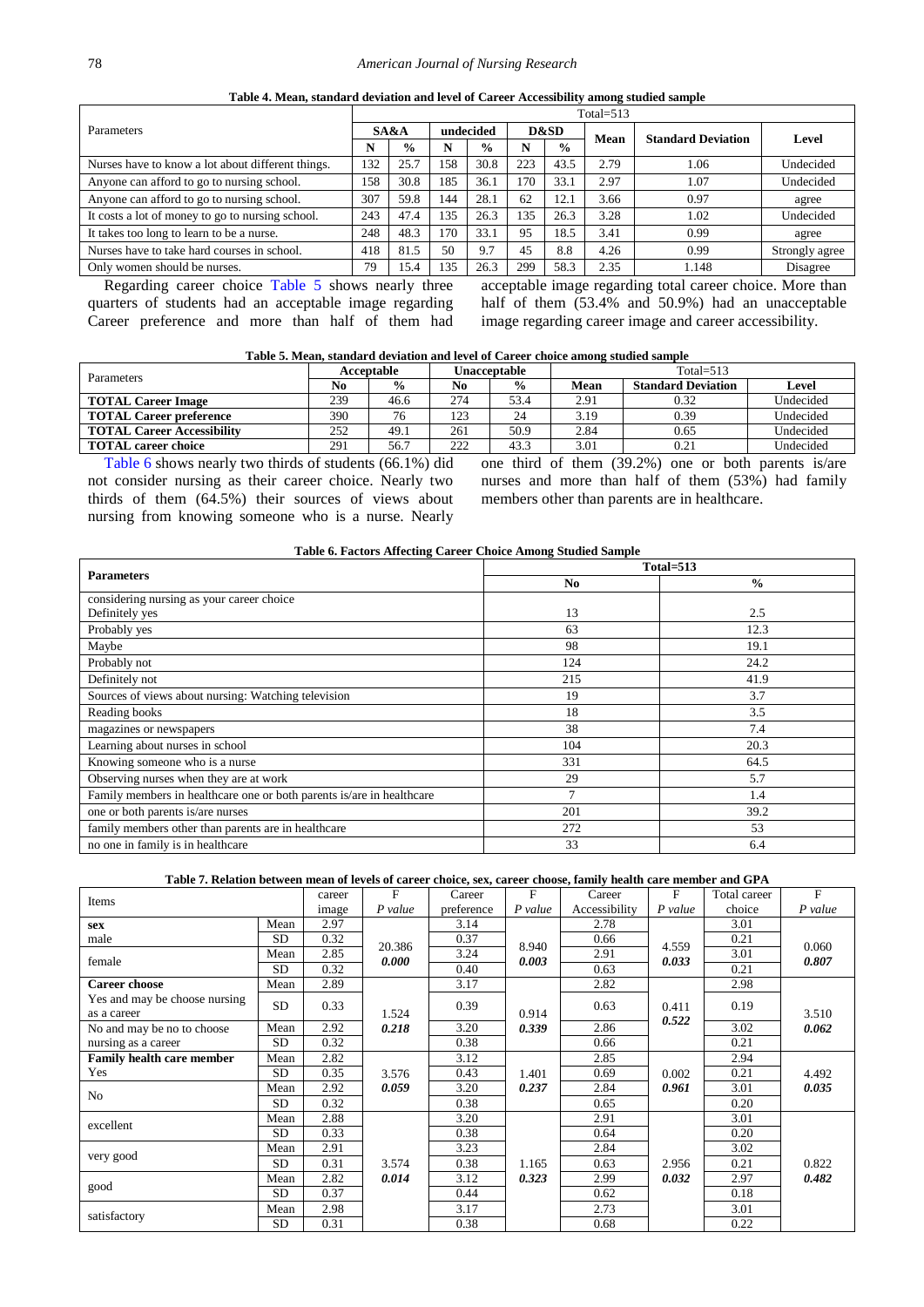**Table 4. Mean, standard deviation and level of Career Accessibility among studied sample**

| Parameters | Total=513 | | | | | | | | |
|---|---|---|---|---|---|---|---|---|---|
| | SA&A | | undecided | | D&SD | | Mean | Standard Deviation | Level |
| | N | % | N | % | N | % | | | |
| Nurses have to know a lot about different things. | 132 | 25.7 | 158 | 30.8 | 223 | 43.5 | 2.79 | 1.06 | Undecided |
| Anyone can afford to go to nursing school. | 158 | 30.8 | 185 | 36.1 | 170 | 33.1 | 2.97 | 1.07 | Undecided |
| Anyone can afford to go to nursing school. | 307 | 59.8 | 144 | 28.1 | 62 | 12.1 | 3.66 | 0.97 | agree |
| It costs a lot of money to go to nursing school. | 243 | 47.4 | 135 | 26.3 | 135 | 26.3 | 3.28 | 1.02 | Undecided |
| It takes too long to learn to be a nurse. | 248 | 48.3 | 170 | 33.1 | 95 | 18.5 | 3.41 | 0.99 | agree |
| Nurses have to take hard courses in school. | 418 | 81.5 | 50 | 9.7 | 45 | 8.8 | 4.26 | 0.99 | Strongly agree |
| Only women should be nurses. | 79 | 15.4 | 135 | 26.3 | 299 | 58.3 | 2.35 | 1.148 | Disagree |

Regarding career choice Table 5 shows nearly three quarters of students had an acceptable image regarding Career preference and more than half of them had acceptable image regarding total career choice. More than half of them (53.4% and 50.9%) had an unacceptable image regarding career image and career accessibility.

**Table 5. Mean, standard deviation and level of Career choice among studied sample**

| Parameters | Acceptable | | Unacceptable | | Total=513 | | |
|---|---|---|---|---|---|---|---|
| | No | % | No | % | Mean | Standard Deviation | Level |
| **TOTAL Career Image** | 239 | 46.6 | 274 | 53.4 | 2.91 | 0.32 | Undecided |
| **TOTAL Career preference** | 390 | 76 | 123 | 24 | 3.19 | 0.39 | Undecided |
| **TOTAL Career Accessibility** | 252 | 49.1 | 261 | 50.9 | 2.84 | 0.65 | Undecided |
| **TOTAL career choice** | 291 | 56.7 | 222 | 43.3 | 3.01 | 0.21 | Undecided |

Table 6 shows nearly two thirds of students (66.1%) did not consider nursing as their career choice. Nearly two thirds of them (64.5%) their sources of views about nursing from knowing someone who is a nurse. Nearly one third of them (39.2%) one or both parents is/are nurses and more than half of them (53%) had family members other than parents are in healthcare.

**Table 6. Factors Affecting Career Choice Among Studied Sample**

| Parameters | Total=513 | |
|---|---|---|
| | No | % |
| considering nursing as your career choice<br>Definitely yes | 13 | 2.5 |
| Probably yes | 63 | 12.3 |
| Maybe | 98 | 19.1 |
| Probably not | 124 | 24.2 |
| Definitely not | 215 | 41.9 |
| Sources of views about nursing: Watching television | 19 | 3.7 |
| Reading books | 18 | 3.5 |
| magazines or newspapers | 38 | 7.4 |
| Learning about nurses in school | 104 | 20.3 |
| Knowing someone who is a nurse | 331 | 64.5 |
| Observing nurses when they are at work | 29 | 5.7 |
| Family members in healthcare one or both parents is/are in healthcare | 7 | 1.4 |
| one or both parents is/are nurses | 201 | 39.2 |
| family members other than parents are in healthcare | 272 | 53 |
| no one in family is in healthcare | 33 | 6.4 |

**Table 7. Relation between mean of levels of career choice, sex, career choose, family health care member and GPA**

| Items | | career image | F *P value* | Career preference | F *P value* | Career Accessibility | F *P value* | Total career choice | F *P value* |
|---|---|---|---|---|---|---|---|---|---|
| **sex**<br>male | Mean | 2.97 | 20.386<br>***0.000*** | 3.14 | 8.940<br>***0.003*** | 2.78 | 4.559<br>***0.033*** | 3.01 | 0.060<br>***0.807*** |
| | SD | 0.32 | | 0.37 | | 0.66 | | 0.21 | |
| female | Mean | 2.85 | | 3.24 | | 2.91 | | 3.01 | |
| | SD | 0.32 | | 0.40 | | 0.63 | | 0.21 | |
| **Career choose**<br>Yes and may be choose nursing as a career | Mean | 2.89 | 1.524<br>***0.218*** | 3.17 | 0.914<br>***0.339*** | 2.82 | 0.411<br>***0.522*** | 2.98 | 3.510<br>***0.062*** |
| | SD | 0.33 | | 0.39 | | 0.63 | | 0.19 | |
| No and may be no to choose nursing as a career | Mean | 2.92 | | 3.20 | | 2.86 | | 3.02 | |
| | SD | 0.32 | | 0.38 | | 0.66 | | 0.21 | |
| **Family health care member**<br>Yes | Mean | 2.82 | 3.576<br>***0.059*** | 3.12 | 1.401<br>***0.237*** | 2.85 | 0.002<br>***0.961*** | 2.94 | 4.492<br>***0.035*** |
| | SD | 0.35 | | 0.43 | | 0.69 | | 0.21 | |
| No | Mean | 2.92 | | 3.20 | | 2.84 | | 3.01 | |
| | SD | 0.32 | | 0.38 | | 0.65 | | 0.20 | |
| excellent | Mean | 2.88 | 3.574<br>***0.014*** | 3.20 | 1.165<br>***0.323*** | 2.91 | 2.956<br>***0.032*** | 3.01 | 0.822<br>***0.482*** |
| | SD | 0.33 | | 0.38 | | 0.64 | | 0.20 | |
| very good | Mean | 2.91 | | 3.23 | | 2.84 | | 3.02 | |
| | SD | 0.31 | | 0.38 | | 0.63 | | 0.21 | |
| good | Mean | 2.82 | | 3.12 | | 2.99 | | 2.97 | |
| | SD | 0.37 | | 0.44 | | 0.62 | | 0.18 | |
| satisfactory | Mean | 2.98 | | 3.17 | | 2.73 | | 3.01 | |
| | SD | 0.31 | | 0.38 | | 0.68 | | 0.22 | |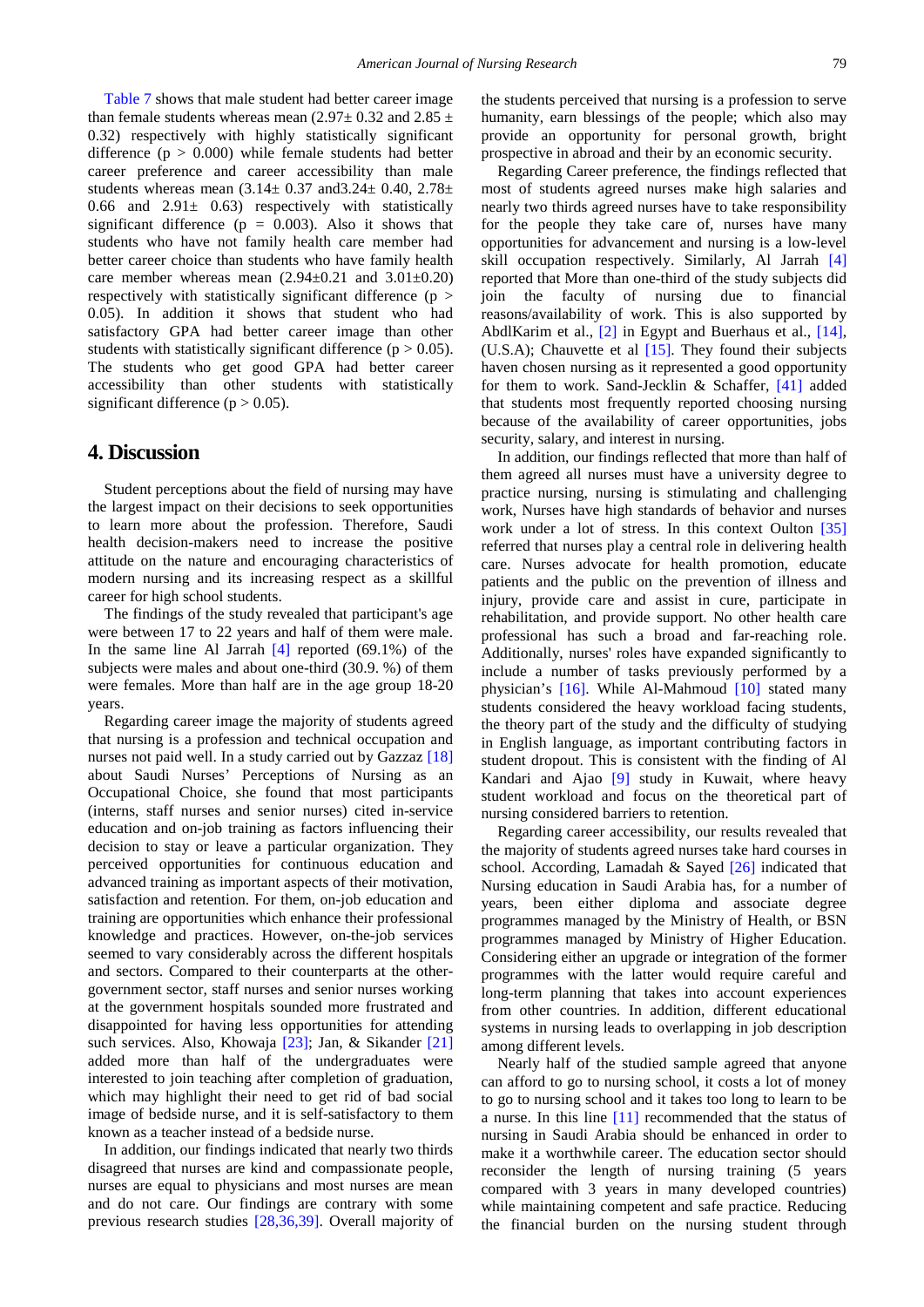Table 7 shows that male student had better career image than female students whereas mean (2.97± 0.32 and 2.85 ± 0.32) respectively with highly statistically significant difference ($p > 0.000$) while female students had better career preference and career accessibility than male students whereas mean (3.14± 0.37 and3.24± 0.40, 2.78± 0.66 and 2.91± 0.63) respectively with statistically significant difference ($p = 0.003$). Also it shows that students who have not family health care member had better career choice than students who have family health care member whereas mean (2.94±0.21 and 3.01±0.20) respectively with statistically significant difference ($p > 0.05$). In addition it shows that student who had satisfactory GPA had better career image than other students with statistically significant difference ($p > 0.05$). The students who get good GPA had better career accessibility than other students with statistically significant difference ($p > 0.05$).

## 4. Discussion

Student perceptions about the field of nursing may have the largest impact on their decisions to seek opportunities to learn more about the profession. Therefore, Saudi health decision-makers need to increase the positive attitude on the nature and encouraging characteristics of modern nursing and its increasing respect as a skillful career for high school students.

The findings of the study revealed that participant's age were between 17 to 22 years and half of them were male. In the same line Al Jarrah [4] reported (69.1%) of the subjects were males and about one-third (30.9. %) of them were females. More than half are in the age group 18-20 years.

Regarding career image the majority of students agreed that nursing is a profession and technical occupation and nurses not paid well. In a study carried out by Gazzaz [18] about Saudi Nurses' Perceptions of Nursing as an Occupational Choice, she found that most participants (interns, staff nurses and senior nurses) cited in-service education and on-job training as factors influencing their decision to stay or leave a particular organization. They perceived opportunities for continuous education and advanced training as important aspects of their motivation, satisfaction and retention. For them, on-job education and training are opportunities which enhance their professional knowledge and practices. However, on-the-job services seemed to vary considerably across the different hospitals and sectors. Compared to their counterparts at the other-government sector, staff nurses and senior nurses working at the government hospitals sounded more frustrated and disappointed for having less opportunities for attending such services. Also, Khowaja [23]; Jan, & Sikander [21] added more than half of the undergraduates were interested to join teaching after completion of graduation, which may highlight their need to get rid of bad social image of bedside nurse, and it is self-satisfactory to them known as a teacher instead of a bedside nurse.

In addition, our findings indicated that nearly two thirds disagreed that nurses are kind and compassionate people, nurses are equal to physicians and most nurses are mean and do not care. Our findings are contrary with some previous research studies [28,36,39]. Overall majority of the students perceived that nursing is a profession to serve humanity, earn blessings of the people; which also may provide an opportunity for personal growth, bright prospective in abroad and their by an economic security.

Regarding Career preference, the findings reflected that most of students agreed nurses make high salaries and nearly two thirds agreed nurses have to take responsibility for the people they take care of, nurses have many opportunities for advancement and nursing is a low-level skill occupation respectively. Similarly, Al Jarrah [4] reported that More than one-third of the study subjects did join the faculty of nursing due to financial reasons/availability of work. This is also supported by AbdlKarim et al., [2] in Egypt and Buerhaus et al., [14], (U.S.A); Chauvette et al [15]. They found their subjects haven chosen nursing as it represented a good opportunity for them to work. Sand-Jecklin & Schaffer, [41] added that students most frequently reported choosing nursing because of the availability of career opportunities, jobs security, salary, and interest in nursing.

In addition, our findings reflected that more than half of them agreed all nurses must have a university degree to practice nursing, nursing is stimulating and challenging work, Nurses have high standards of behavior and nurses work under a lot of stress. In this context Oulton [35] referred that nurses play a central role in delivering health care. Nurses advocate for health promotion, educate patients and the public on the prevention of illness and injury, provide care and assist in cure, participate in rehabilitation, and provide support. No other health care professional has such a broad and far-reaching role. Additionally, nurses' roles have expanded significantly to include a number of tasks previously performed by a physician's [16]. While Al-Mahmoud [10] stated many students considered the heavy workload facing students, the theory part of the study and the difficulty of studying in English language, as important contributing factors in student dropout. This is consistent with the finding of Al Kandari and Ajao [9] study in Kuwait, where heavy student workload and focus on the theoretical part of nursing considered barriers to retention.

Regarding career accessibility, our results revealed that the majority of students agreed nurses take hard courses in school. According, Lamadah & Sayed [26] indicated that Nursing education in Saudi Arabia has, for a number of years, been either diploma and associate degree programmes managed by the Ministry of Health, or BSN programmes managed by Ministry of Higher Education. Considering either an upgrade or integration of the former programmes with the latter would require careful and long-term planning that takes into account experiences from other countries. In addition, different educational systems in nursing leads to overlapping in job description among different levels.

Nearly half of the studied sample agreed that anyone can afford to go to nursing school, it costs a lot of money to go to nursing school and it takes too long to learn to be a nurse. In this line [11] recommended that the status of nursing in Saudi Arabia should be enhanced in order to make it a worthwhile career. The education sector should reconsider the length of nursing training (5 years compared with 3 years in many developed countries) while maintaining competent and safe practice. Reducing the financial burden on the nursing student through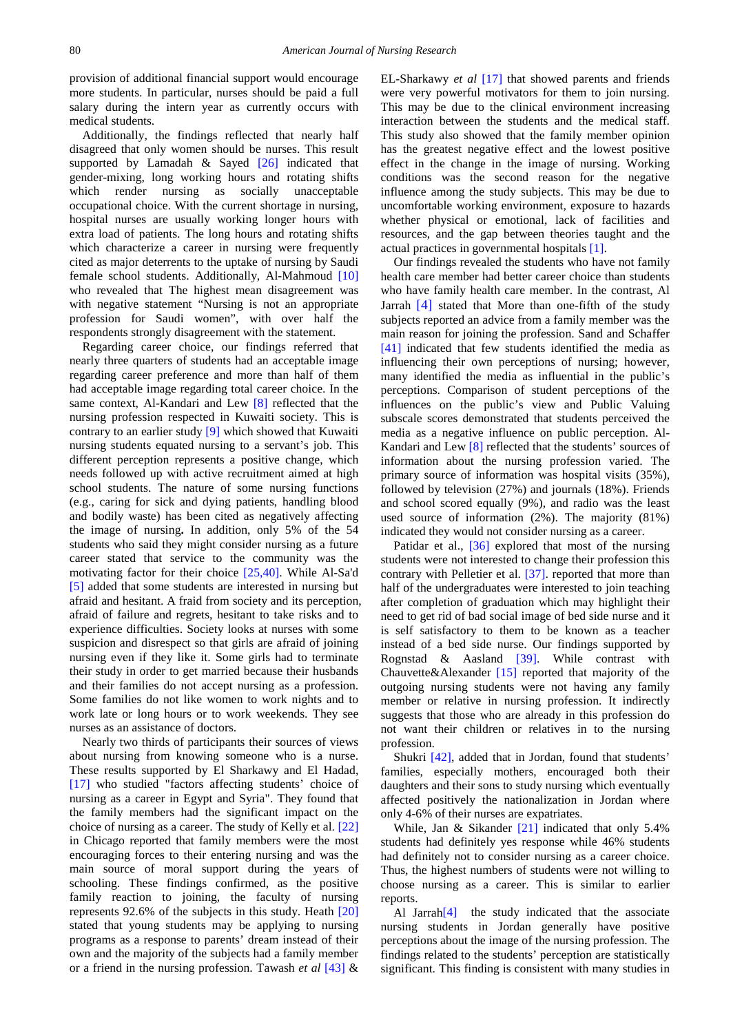provision of additional financial support would encourage more students. In particular, nurses should be paid a full salary during the intern year as currently occurs with medical students.

Additionally, the findings reflected that nearly half disagreed that only women should be nurses. This result supported by Lamadah & Sayed [26] indicated that gender-mixing, long working hours and rotating shifts which render nursing as socially unacceptable occupational choice. With the current shortage in nursing, hospital nurses are usually working longer hours with extra load of patients. The long hours and rotating shifts which characterize a career in nursing were frequently cited as major deterrents to the uptake of nursing by Saudi female school students. Additionally, Al-Mahmoud [10] who revealed that The highest mean disagreement was with negative statement "Nursing is not an appropriate profession for Saudi women", with over half the respondents strongly disagreement with the statement.

Regarding career choice, our findings referred that nearly three quarters of students had an acceptable image regarding career preference and more than half of them had acceptable image regarding total career choice. In the same context, Al-Kandari and Lew [8] reflected that the nursing profession respected in Kuwaiti society. This is contrary to an earlier study [9] which showed that Kuwaiti nursing students equated nursing to a servant's job. This different perception represents a positive change, which needs followed up with active recruitment aimed at high school students. The nature of some nursing functions (e.g., caring for sick and dying patients, handling blood and bodily waste) has been cited as negatively affecting the image of nursing**.** In addition, only 5% of the 54 students who said they might consider nursing as a future career stated that service to the community was the motivating factor for their choice [25,40]. While Al-Sa'd [5] added that some students are interested in nursing but afraid and hesitant. A fraid from society and its perception, afraid of failure and regrets, hesitant to take risks and to experience difficulties. Society looks at nurses with some suspicion and disrespect so that girls are afraid of joining nursing even if they like it. Some girls had to terminate their study in order to get married because their husbands and their families do not accept nursing as a profession. Some families do not like women to work nights and to work late or long hours or to work weekends. They see nurses as an assistance of doctors.

Nearly two thirds of participants their sources of views about nursing from knowing someone who is a nurse. These results supported by El Sharkawy and El Hadad, [17] who studied "factors affecting students' choice of nursing as a career in Egypt and Syria". They found that the family members had the significant impact on the choice of nursing as a career. The study of Kelly et al. [22] in Chicago reported that family members were the most encouraging forces to their entering nursing and was the main source of moral support during the years of schooling. These findings confirmed, as the positive family reaction to joining, the faculty of nursing represents 92.6% of the subjects in this study. Heath [20] stated that young students may be applying to nursing programs as a response to parents' dream instead of their own and the majority of the subjects had a family member or a friend in the nursing profession. Tawash *et al* [43] & EL-Sharkawy *et al* [17] that showed parents and friends were very powerful motivators for them to join nursing. This may be due to the clinical environment increasing interaction between the students and the medical staff. This study also showed that the family member opinion has the greatest negative effect and the lowest positive effect in the change in the image of nursing. Working conditions was the second reason for the negative influence among the study subjects. This may be due to uncomfortable working environment, exposure to hazards whether physical or emotional, lack of facilities and resources, and the gap between theories taught and the actual practices in governmental hospitals [1].

Our findings revealed the students who have not family health care member had better career choice than students who have family health care member. In the contrast, Al Jarrah [4] stated that More than one-fifth of the study subjects reported an advice from a family member was the main reason for joining the profession. Sand and Schaffer [41] indicated that few students identified the media as influencing their own perceptions of nursing; however, many identified the media as influential in the public's perceptions. Comparison of student perceptions of the influences on the public's view and Public Valuing subscale scores demonstrated that students perceived the media as a negative influence on public perception. Al-Kandari and Lew [8] reflected that the students' sources of information about the nursing profession varied. The primary source of information was hospital visits (35%), followed by television (27%) and journals (18%). Friends and school scored equally (9%), and radio was the least used source of information (2%). The majority (81%) indicated they would not consider nursing as a career.

Patidar et al., [36] explored that most of the nursing students were not interested to change their profession this contrary with Pelletier et al. [37]. reported that more than half of the undergraduates were interested to join teaching after completion of graduation which may highlight their need to get rid of bad social image of bed side nurse and it is self satisfactory to them to be known as a teacher instead of a bed side nurse. Our findings supported by Rognstad & Aasland [39]. While contrast with Chauvette&Alexander [15] reported that majority of the outgoing nursing students were not having any family member or relative in nursing profession. It indirectly suggests that those who are already in this profession do not want their children or relatives in to the nursing profession.

Shukri [42], added that in Jordan, found that students' families, especially mothers, encouraged both their daughters and their sons to study nursing which eventually affected positively the nationalization in Jordan where only 4-6% of their nurses are expatriates.

While, Jan & Sikander [21] indicated that only 5.4% students had definitely yes response while 46% students had definitely not to consider nursing as a career choice. Thus, the highest numbers of students were not willing to choose nursing as a career. This is similar to earlier reports.

Al Jarrah[4] the study indicated that the associate nursing students in Jordan generally have positive perceptions about the image of the nursing profession. The findings related to the students' perception are statistically significant. This finding is consistent with many studies in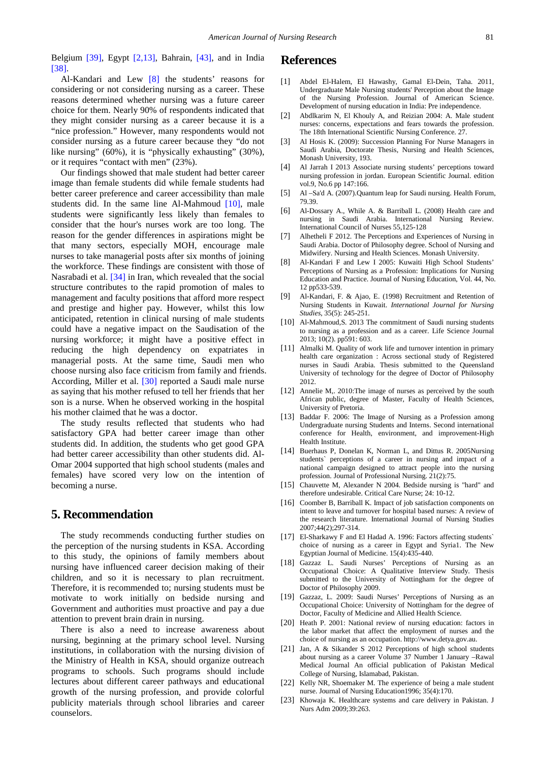Belgium [39], Egypt [2,13], Bahrain, [43], and in India [38].

Al-Kandari and Lew [8] the students' reasons for considering or not considering nursing as a career. These reasons determined whether nursing was a future career choice for them. Nearly 90% of respondents indicated that they might consider nursing as a career because it is a "nice profession." However, many respondents would not consider nursing as a future career because they "do not like nursing" (60%), it is "physically exhausting" (30%), or it requires "contact with men" (23%).

Our findings showed that male student had better career image than female students did while female students had better career preference and career accessibility than male students did. In the same line Al-Mahmoud [10], male students were significantly less likely than females to consider that the hour's nurses work are too long. The reason for the gender differences in aspirations might be that many sectors, especially MOH, encourage male nurses to take managerial posts after six months of joining the workforce. These findings are consistent with those of Nasrabadi et al. [34] in Iran, which revealed that the social structure contributes to the rapid promotion of males to management and faculty positions that afford more respect and prestige and higher pay. However, whilst this low anticipated, retention in clinical nursing of male students could have a negative impact on the Saudisation of the nursing workforce; it might have a positive effect in reducing the high dependency on expatriates in managerial posts. At the same time, Saudi men who choose nursing also face criticism from family and friends. According, Miller et al. [30] reported a Saudi male nurse as saying that his mother refused to tell her friends that her son is a nurse. When he observed working in the hospital his mother claimed that he was a doctor.

The study results reflected that students who had satisfactory GPA had better career image than other students did. In addition, the students who get good GPA had better career accessibility than other students did. Al-Omar 2004 supported that high school students (males and females) have scored very low on the intention of becoming a nurse.

## 5. Recommendation

The study recommends conducting further studies on the perception of the nursing students in KSA. According to this study, the opinions of family members about nursing have influenced career decision making of their children, and so it is necessary to plan recruitment. Therefore, it is recommended to; nursing students must be motivate to work initially on bedside nursing and Government and authorities must proactive and pay a due attention to prevent brain drain in nursing.

There is also a need to increase awareness about nursing, beginning at the primary school level. Nursing institutions, in collaboration with the nursing division of the Ministry of Health in KSA, should organize outreach programs to schools. Such programs should include lectures about different career pathways and educational growth of the nursing profession, and provide colorful publicity materials through school libraries and career counselors.

## References

[1] Abdel El-Halem, El Hawashy, Gamal El-Dein, Taha. 2011, Undergraduate Male Nursing students' Perception about the Image of the Nursing Profession. Journal of American Science. Development of nursing education in India: Pre independence.

[2] Abdlkarim N, El Khouly A, and Reizian 2004: A. Male student nurses: concerns, expectations and fears towards the profession. The 18th International Scientific Nursing Conference. 27.

[3] Al Hosis K. (2009): Succession Planning For Nurse Managers in Saudi Arabia, Doctorate Thesis, Nursing and Health Sciences, Monash University, 193.

[4] Al Jarrah I 2013 Associate nursing students' perceptions toward nursing profession in jordan. European Scientific Journal. edition vol.9, No.6 pp 147:166.

[5] Al –Sa'd A. (2007).Quantum leap for Saudi nursing. Health Forum, 79.39.

[6] Al-Dossary A., While A. & Barriball L. (2008) Health care and nursing in Saudi Arabia. International Nursing Review. International Council of Nurses 55,125-128

[7] Alhetheli F 2012. The Perceptions and Experiences of Nursing in Saudi Arabia. Doctor of Philosophy degree. School of Nursing and Midwifery. Nursing and Health Sciences. Monash University.

[8] Al-Kandari F and Lew I 2005: Kuwaiti High School Students' Perceptions of Nursing as a Profession: Implications for Nursing Education and Practice. Journal of Nursing Education, Vol. 44, No. 12 pp533-539.

[9] Al-Kandari, F. & Ajao, E. (1998) Recruitment and Retention of Nursing Students in Kuwait. *International Journal for Nursing Studies*, 35(5): 245-251.

[10] Al-Mahmoud,S. 2013 The commitment of Saudi nursing students to nursing as a profession and as a career. Life Science Journal 2013; 10(2). pp591: 603.

[11] Almalki M. Quality of work life and turnover intention in primary health care organization : Across sectional study of Registered nurses in Saudi Arabia. Thesis submitted to the Queensland University of technology for the degree of Doctor of Philosophy 2012.

[12] Annelie M,. 2010:The image of nurses as perceived by the south African public, degree of Master, Faculty of Health Sciences, University of Pretoria.

[13] Baddar F. 2006: The Image of Nursing as a Profession among Undergraduate nursing Students and Interns. Second international conference for Health, environment, and improvement-High Health Institute.

[14] Buerhaus P, Donelan K, Norman L, and Dittus R. 2005Nursing students` perceptions of a career in nursing and impact of a national campaign designed to attract people into the nursing profession. Journal of Professional Nursing. 21(2):75.

[15] Chauvette M, Alexander N 2004. Bedside nursing is "hard" and therefore undesirable. Critical Care Nurse; 24: 10-12.

[16] Coomber B, Barriball K. Impact of job satisfaction components on intent to leave and turnover for hospital based nurses: A review of the research literature. International Journal of Nursing Studies 2007;44(2);297-314.

[17] El-Sharkawy F and El Hadad A. 1996: Factors affecting students` choice of nursing as a career in Egypt and Syria1. The New Egyptian Journal of Medicine. 15(4):435-440.

[18] Gazzaz L. Saudi Nurses' Perceptions of Nursing as an Occupational Choice: A Qualitative Interview Study. Thesis submitted to the University of Nottingham for the degree of Doctor of Philosophy 2009.

[19] Gazzaz, L. 2009: Saudi Nurses' Perceptions of Nursing as an Occupational Choice: University of Nottingham for the degree of Doctor, Faculty of Medicine and Allied Health Science.

[20] Heath P. 2001: National review of nursing education: factors in the labor market that affect the employment of nurses and the choice of nursing as an occupation. http://www.detya.gov.au.

[21] Jan, A & Sikander S 2012 Perceptions of high school students about nursing as a career Volume 37 Number 1 January –Rawal Medical Journal An official publication of Pakistan Medical College of Nursing, Islamabad, Pakistan.

[22] Kelly NR, Shoemaker M. The experience of being a male student nurse. Journal of Nursing Education1996; 35(4):170.

[23] Khowaja K. Healthcare systems and care delivery in Pakistan. J Nurs Adm 2009;39:263.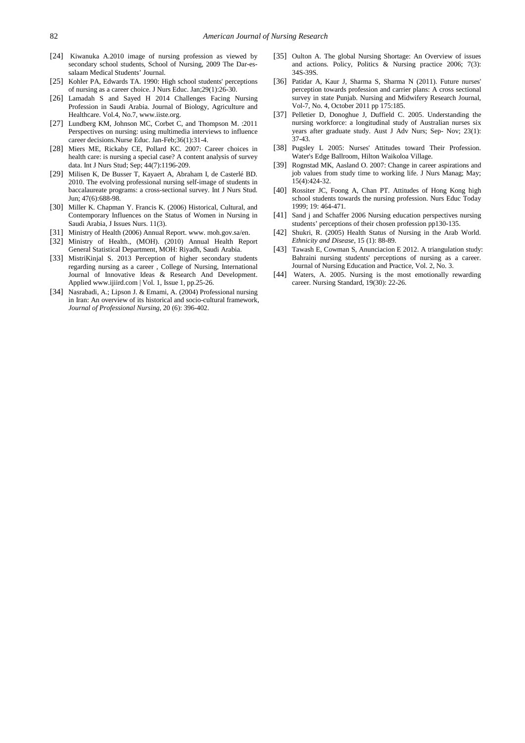[24] Kiwanuka A.2010 image of nursing profession as viewed by secondary school students, School of Nursing, 2009 The Dar-es-salaam Medical Students' Journal.

[25] Kohler PA, Edwards TA. 1990: High school students' perceptions of nursing as a career choice. J Nurs Educ. Jan;29(1):26-30.

[26] Lamadah S and Sayed H 2014 Challenges Facing Nursing Profession in Saudi Arabia. Journal of Biology, Agriculture and Healthcare. Vol.4, No.7, www.iiste.org.

[27] Lundberg KM, Johnson MC, Corbet C, and Thompson M. :2011 Perspectives on nursing: using multimedia interviews to influence career decisions.Nurse Educ. Jan-Feb;36(1):31-4.

[28] Miers ME, Rickaby CE, Pollard KC. 2007: Career choices in health care: is nursing a special case? A content analysis of survey data. Int J Nurs Stud; Sep; 44(7):1196-209.

[29] Milisen K, De Busser T, Kayaert A, Abraham I, de Casterlé BD. 2010. The evolving professional nursing self-image of students in baccalaureate programs: a cross-sectional survey. Int J Nurs Stud. Jun; 47(6):688-98.

[30] Miller K. Chapman Y. Francis K. (2006) Historical, Cultural, and Contemporary Influences on the Status of Women in Nursing in Saudi Arabia, J Issues Nurs. 11(3).

[31] Ministry of Health (2006) Annual Report. www. moh.gov.sa/en.

[32] Ministry of Health., (MOH). (2010) Annual Health Report General Statistical Department, MOH: Riyadh, Saudi Arabia.

[33] MistriKinjal S. 2013 Perception of higher secondary students regarding nursing as a career , College of Nursing, International Journal of Innovative Ideas & Research And Development. Applied www.ijiird.com | Vol. 1, Issue 1, pp.25-26.

[34] Nasrabadi, A.; Lipson J. & Emami, A. (2004) Professional nursing in Iran: An overview of its historical and socio-cultural framework, *Journal of Professional Nursing*, 20 (6): 396-402.

[35] Oulton A. The global Nursing Shortage: An Overview of issues and actions. Policy, Politics & Nursing practice 2006; 7(3): 34S-39S.

[36] Patidar A, Kaur J, Sharma S, Sharma N (2011). Future nurses' perception towards profession and carrier plans: A cross sectional survey in state Punjab. Nursing and Midwifery Research Journal, Vol-7, No. 4, October 2011 pp 175:185.

[37] Pelletier D, Donoghue J, Duffield C. 2005. Understanding the nursing workforce: a longitudinal study of Australian nurses six years after graduate study. Aust J Adv Nurs; Sep- Nov; 23(1): 37-43.

[38] Pugsley L 2005: Nurses' Attitudes toward Their Profession. Water's Edge Ballroom, Hilton Waikoloa Village.

[39] Rognstad MK, Aasland O. 2007: Change in career aspirations and job values from study time to working life. J Nurs Manag; May; 15(4):424-32.

[40] Rossiter JC, Foong A, Chan PT. Attitudes of Hong Kong high school students towards the nursing profession. Nurs Educ Today 1999; 19: 464-471.

[41] Sand j and Schaffer 2006 Nursing education perspectives nursing students' perceptions of their chosen profession pp130-135.

[42] Shukri, R. (2005) Health Status of Nursing in the Arab World. *Ethnicity and Disease*, 15 (1): 88-89.

[43] Tawash E, Cowman S, Anunciacion E 2012. A triangulation study: Bahraini nursing students' perceptions of nursing as a career. Journal of Nursing Education and Practice, Vol. 2, No. 3.

[44] Waters, A. 2005. Nursing is the most emotionally rewarding career. Nursing Standard, 19(30): 22-26.